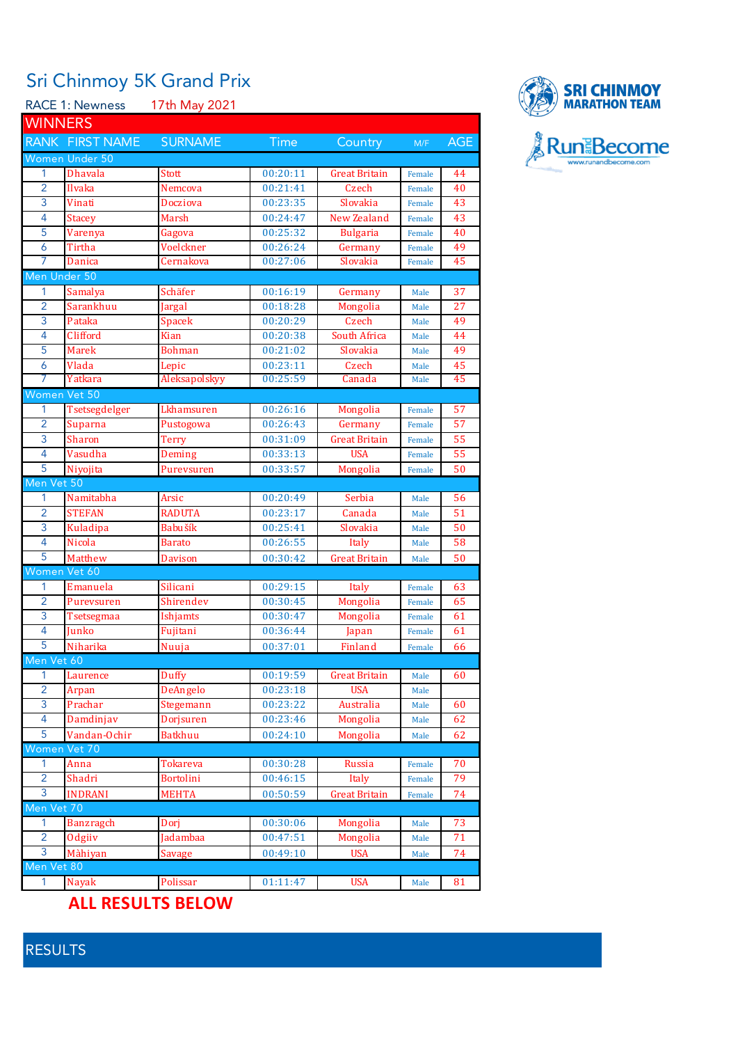# Sri Chinmoy 5K Grand Prix

RACE 1: Newness 17th May 2021

SRI CHINMOY MARATHON TEAM

RunandBecome
www.runandbecome.com

## WINNERS

| RANK | FIRST NAME | SURNAME | Time | Country | M/F | AGE |
|---|---|---|---|---|---|---|
| **Women Under 50** | | | | | | |
| 1 | Dhavala | Stott | 00:20:11 | Great Britain | Female | 44 |
| 2 | Ilvaka | Nemcova | 00:21:41 | Czech | Female | 40 |
| 3 | Vinati | Docziova | 00:23:35 | Slovakia | Female | 43 |
| 4 | Stacey | Marsh | 00:24:47 | New Zealand | Female | 43 |
| 5 | Varenya | Gagova | 00:25:32 | Bulgaria | Female | 40 |
| 6 | Tirtha | Voelckner | 00:26:24 | Germany | Female | 49 |
| 7 | Danica | Cernakova | 00:27:06 | Slovakia | Female | 45 |
| **Men Under 50** | | | | | | |
| 1 | Samalya | Schäfer | 00:16:19 | Germany | Male | 37 |
| 2 | Sarankhuu | Jargal | 00:18:28 | Mongolia | Male | 27 |
| 3 | Pataka | Spacek | 00:20:29 | Czech | Male | 49 |
| 4 | Clifford | Kian | 00:20:38 | South Africa | Male | 44 |
| 5 | Marek | Bohman | 00:21:02 | Slovakia | Male | 49 |
| 6 | Vlada | Lepic | 00:23:11 | Czech | Male | 45 |
| 7 | Yatkara | Aleksapolskyy | 00:25:59 | Canada | Male | 45 |
| **Women Vet 50** | | | | | | |
| 1 | Tsetsegdelger | Lkhamsuren | 00:26:16 | Mongolia | Female | 57 |
| 2 | Suparna | Pustogowa | 00:26:43 | Germany | Female | 57 |
| 3 | Sharon | Terry | 00:31:09 | Great Britain | Female | 55 |
| 4 | Vasudha | Deming | 00:33:13 | USA | Female | 55 |
| 5 | Niyojita | Purevsuren | 00:33:57 | Mongolia | Female | 50 |
| **Men Vet 50** | | | | | | |
| 1 | Namitabha | Arsic | 00:20:49 | Serbia | Male | 56 |
| 2 | STEFAN | RADUTA | 00:23:17 | Canada | Male | 51 |
| 3 | Kuladipa | Babušík | 00:25:41 | Slovakia | Male | 50 |
| 4 | Nicola | Barato | 00:26:55 | Italy | Male | 58 |
| 5 | Matthew | Davison | 00:30:42 | Great Britain | Male | 50 |
| **Women Vet 60** | | | | | | |
| 1 | Emanuela | Silicani | 00:29:15 | Italy | Female | 63 |
| 2 | Purevsuren | Shirendev | 00:30:45 | Mongolia | Female | 65 |
| 3 | Tsetsegmaa | Ishjamts | 00:30:47 | Mongolia | Female | 61 |
| 4 | Junko | Fujitani | 00:36:44 | Japan | Female | 61 |
| 5 | Niharika | Nuuja | 00:37:01 | Finland | Female | 66 |
| **Men Vet 60** | | | | | | |
| 1 | Laurence | Duffy | 00:19:59 | Great Britain | Male | 60 |
| 2 | Arpan | DeAngelo | 00:23:18 | USA | Male | |
| 3 | Prachar | Stegemann | 00:23:22 | Australia | Male | 60 |
| 4 | Damdinjav | Dorjsuren | 00:23:46 | Mongolia | Male | 62 |
| 5 | Vandan-Ochir | Batkhuu | 00:24:10 | Mongolia | Male | 62 |
| **Women Vet 70** | | | | | | |
| 1 | Anna | Tokareva | 00:30:28 | Russia | Female | 70 |
| 2 | Shadri | Bortolini | 00:46:15 | Italy | Female | 79 |
| 3 | INDRANI | MEHTA | 00:50:59 | Great Britain | Female | 74 |
| **Men Vet 70** | | | | | | |
| 1 | Banzragch | Dorj | 00:30:06 | Mongolia | Male | 73 |
| 2 | Odgiiv | Jadambaa | 00:47:51 | Mongolia | Male | 71 |
| 3 | Màhiyan | Savage | 00:49:10 | USA | Male | 74 |
| **Men Vet 80** | | | | | | |
| 1 | Nayak | Polissar | 01:11:47 | USA | Male | 81 |

**ALL RESULTS BELOW**

## RESULTS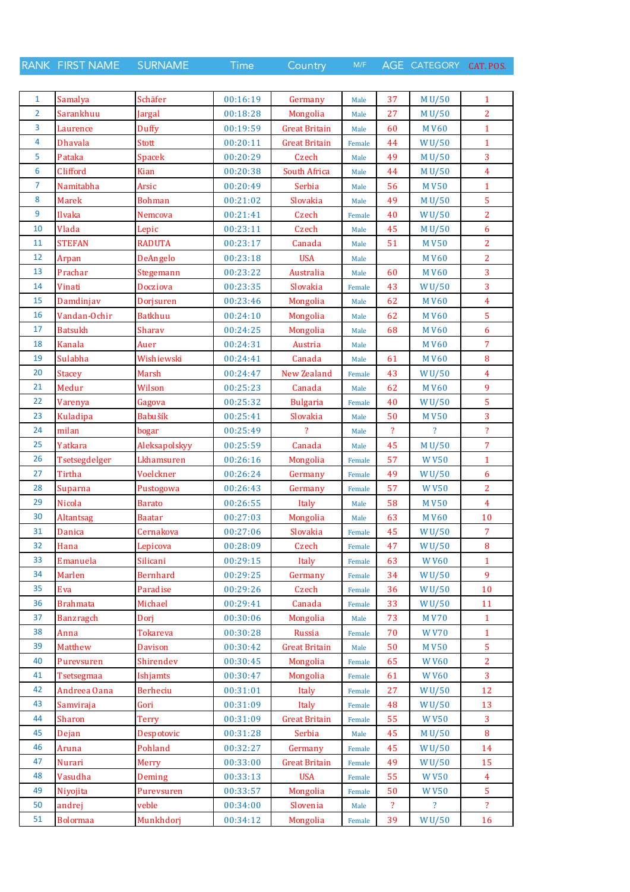| RANK | FIRST NAME | SURNAME | Time | Country | M/F | AGE | CATEGORY | CAT. POS. |
|---|---|---|---|---|---|---|---|---|
| 1 | Samalya | Schäfer | 00:16:19 | Germany | Male | 37 | M U/50 | 1 |
| 2 | Sarankhuu | Jargal | 00:18:28 | Mongolia | Male | 27 | M U/50 | 2 |
| 3 | Laurence | Duffy | 00:19:59 | Great Britain | Male | 60 | M V60 | 1 |
| 4 | Dhavala | Stott | 00:20:11 | Great Britain | Female | 44 | W U/50 | 1 |
| 5 | Pataka | Spacek | 00:20:29 | Czech | Male | 49 | M U/50 | 3 |
| 6 | Clifford | Kian | 00:20:38 | South Africa | Male | 44 | M U/50 | 4 |
| 7 | Namitabha | Arsic | 00:20:49 | Serbia | Male | 56 | M V50 | 1 |
| 8 | Marek | Bohman | 00:21:02 | Slovakia | Male | 49 | M U/50 | 5 |
| 9 | Ilvaka | Nemcova | 00:21:41 | Czech | Female | 40 | W U/50 | 2 |
| 10 | Vlada | Lepic | 00:23:11 | Czech | Male | 45 | M U/50 | 6 |
| 11 | STEFAN | RADUTA | 00:23:17 | Canada | Male | 51 | M V50 | 2 |
| 12 | Arpan | DeAngelo | 00:23:18 | USA | Male | | M V60 | 2 |
| 13 | Prachar | Stegemann | 00:23:22 | Australia | Male | 60 | M V60 | 3 |
| 14 | Vinati | Docziova | 00:23:35 | Slovakia | Female | 43 | W U/50 | 3 |
| 15 | Damdinjav | Dorjsuren | 00:23:46 | Mongolia | Male | 62 | M V60 | 4 |
| 16 | Vandan-Ochir | Batkhuu | 00:24:10 | Mongolia | Male | 62 | M V60 | 5 |
| 17 | Batsukh | Sharav | 00:24:25 | Mongolia | Male | 68 | M V60 | 6 |
| 18 | Kanala | Auer | 00:24:31 | Austria | Male | | M V60 | 7 |
| 19 | Sulabha | Wishiewski | 00:24:41 | Canada | Male | 61 | M V60 | 8 |
| 20 | Stacey | Marsh | 00:24:47 | New Zealand | Female | 43 | W U/50 | 4 |
| 21 | Medur | Wilson | 00:25:23 | Canada | Male | 62 | M V60 | 9 |
| 22 | Varenya | Gagova | 00:25:32 | Bulgaria | Female | 40 | W U/50 | 5 |
| 23 | Kuladipa | Babušík | 00:25:41 | Slovakia | Male | 50 | M V50 | 3 |
| 24 | milan | bogar | 00:25:49 | ? | Male | ? | ? | ? |
| 25 | Yatkara | Aleksapolskyy | 00:25:59 | Canada | Male | 45 | M U/50 | 7 |
| 26 | Tsetsegdelger | Lkhamsuren | 00:26:16 | Mongolia | Female | 57 | W V50 | 1 |
| 27 | Tirtha | Voelckner | 00:26:24 | Germany | Female | 49 | W U/50 | 6 |
| 28 | Suparna | Pustogowa | 00:26:43 | Germany | Female | 57 | W V50 | 2 |
| 29 | Nicola | Barato | 00:26:55 | Italy | Male | 58 | M V50 | 4 |
| 30 | Altantsag | Baatar | 00:27:03 | Mongolia | Male | 63 | M V60 | 10 |
| 31 | Danica | Cernakova | 00:27:06 | Slovakia | Female | 45 | W U/50 | 7 |
| 32 | Hana | Lepicova | 00:28:09 | Czech | Female | 47 | W U/50 | 8 |
| 33 | Emanuela | Silicani | 00:29:15 | Italy | Female | 63 | W V60 | 1 |
| 34 | Marlen | Bernhard | 00:29:25 | Germany | Female | 34 | W U/50 | 9 |
| 35 | Eva | Paradise | 00:29:26 | Czech | Female | 36 | W U/50 | 10 |
| 36 | Brahmata | Michael | 00:29:41 | Canada | Female | 33 | W U/50 | 11 |
| 37 | Banzragch | Dorj | 00:30:06 | Mongolia | Male | 73 | M V70 | 1 |
| 38 | Anna | Tokareva | 00:30:28 | Russia | Female | 70 | W V70 | 1 |
| 39 | Matthew | Davison | 00:30:42 | Great Britain | Male | 50 | M V50 | 5 |
| 40 | Purevsuren | Shirendev | 00:30:45 | Mongolia | Female | 65 | W V60 | 2 |
| 41 | Tsetsegmaa | Ishjamts | 00:30:47 | Mongolia | Female | 61 | W V60 | 3 |
| 42 | Andreea Oana | Berheciu | 00:31:01 | Italy | Female | 27 | W U/50 | 12 |
| 43 | Samviraja | Gori | 00:31:09 | Italy | Female | 48 | W U/50 | 13 |
| 44 | Sharon | Terry | 00:31:09 | Great Britain | Female | 55 | W V50 | 3 |
| 45 | Dejan | Despotovic | 00:31:28 | Serbia | Male | 45 | M U/50 | 8 |
| 46 | Aruna | Pohland | 00:32:27 | Germany | Female | 45 | W U/50 | 14 |
| 47 | Nurari | Merry | 00:33:00 | Great Britain | Female | 49 | W U/50 | 15 |
| 48 | Vasudha | Deming | 00:33:13 | USA | Female | 55 | W V50 | 4 |
| 49 | Niyojita | Purevsuren | 00:33:57 | Mongolia | Female | 50 | W V50 | 5 |
| 50 | andrej | veble | 00:34:00 | Slovenia | Male | ? | ? | ? |
| 51 | Bolormaa | Munkhdorj | 00:34:12 | Mongolia | Female | 39 | W U/50 | 16 |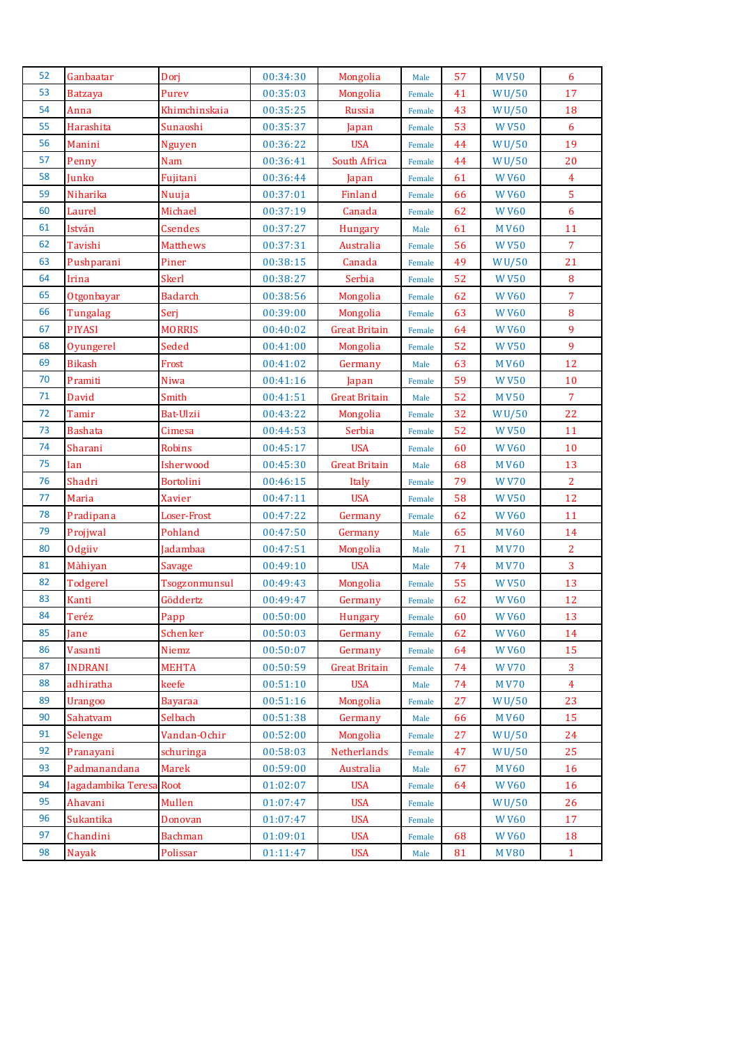| | | | | | | | | |
|---|---|---|---|---|---|---|---|---|
| 52 | Ganbaatar | Dorj | 00:34:30 | Mongolia | Male | 57 | M V50 | 6 |
| 53 | Batzaya | Purev | 00:35:03 | Mongolia | Female | 41 | W U/50 | 17 |
| 54 | Anna | Khimchinskaia | 00:35:25 | Russia | Female | 43 | W U/50 | 18 |
| 55 | Harashita | Sunaoshi | 00:35:37 | Japan | Female | 53 | W V50 | 6 |
| 56 | Manini | Nguyen | 00:36:22 | USA | Female | 44 | W U/50 | 19 |
| 57 | Penny | Nam | 00:36:41 | South Africa | Female | 44 | W U/50 | 20 |
| 58 | Junko | Fujitani | 00:36:44 | Japan | Female | 61 | W V60 | 4 |
| 59 | Niharika | Nuuja | 00:37:01 | Finland | Female | 66 | W V60 | 5 |
| 60 | Laurel | Michael | 00:37:19 | Canada | Female | 62 | W V60 | 6 |
| 61 | István | Csendes | 00:37:27 | Hungary | Male | 61 | M V60 | 11 |
| 62 | Tavishi | Matthews | 00:37:31 | Australia | Female | 56 | W V50 | 7 |
| 63 | Pushparani | Piner | 00:38:15 | Canada | Female | 49 | W U/50 | 21 |
| 64 | Irina | Skerl | 00:38:27 | Serbia | Female | 52 | W V50 | 8 |
| 65 | Otgonbayar | Badarch | 00:38:56 | Mongolia | Female | 62 | W V60 | 7 |
| 66 | Tungalag | Serj | 00:39:00 | Mongolia | Female | 63 | W V60 | 8 |
| 67 | PIYASI | MORRIS | 00:40:02 | Great Britain | Female | 64 | W V60 | 9 |
| 68 | Oyungerel | Seded | 00:41:00 | Mongolia | Female | 52 | W V50 | 9 |
| 69 | Bikash | Frost | 00:41:02 | Germany | Male | 63 | M V60 | 12 |
| 70 | Pramiti | Niwa | 00:41:16 | Japan | Female | 59 | W V50 | 10 |
| 71 | David | Smith | 00:41:51 | Great Britain | Male | 52 | M V50 | 7 |
| 72 | Tamir | Bat-Ulzii | 00:43:22 | Mongolia | Female | 32 | W U/50 | 22 |
| 73 | Bashata | Cimesa | 00:44:53 | Serbia | Female | 52 | W V50 | 11 |
| 74 | Sharani | Robins | 00:45:17 | USA | Female | 60 | W V60 | 10 |
| 75 | Ian | Isherwood | 00:45:30 | Great Britain | Male | 68 | M V60 | 13 |
| 76 | Shadri | Bortolini | 00:46:15 | Italy | Female | 79 | W V70 | 2 |
| 77 | Maria | Xavier | 00:47:11 | USA | Female | 58 | W V50 | 12 |
| 78 | Pradipana | Loser-Frost | 00:47:22 | Germany | Female | 62 | W V60 | 11 |
| 79 | Projjwal | Pohland | 00:47:50 | Germany | Male | 65 | M V60 | 14 |
| 80 | Odgiiv | Jadambaa | 00:47:51 | Mongolia | Male | 71 | M V70 | 2 |
| 81 | Màhiyan | Savage | 00:49:10 | USA | Male | 74 | M V70 | 3 |
| 82 | Todgerel | Tsogzonmunsul | 00:49:43 | Mongolia | Female | 55 | W V50 | 13 |
| 83 | Kanti | Göddertz | 00:49:47 | Germany | Female | 62 | W V60 | 12 |
| 84 | Teréz | Papp | 00:50:00 | Hungary | Female | 60 | W V60 | 13 |
| 85 | Jane | Schenker | 00:50:03 | Germany | Female | 62 | W V60 | 14 |
| 86 | Vasanti | Niemz | 00:50:07 | Germany | Female | 64 | W V60 | 15 |
| 87 | INDRANI | MEHTA | 00:50:59 | Great Britain | Female | 74 | W V70 | 3 |
| 88 | adhiratha | keefe | 00:51:10 | USA | Male | 74 | M V70 | 4 |
| 89 | Urangoo | Bayaraa | 00:51:16 | Mongolia | Female | 27 | W U/50 | 23 |
| 90 | Sahatvam | Selbach | 00:51:38 | Germany | Male | 66 | M V60 | 15 |
| 91 | Selenge | Vandan-Ochir | 00:52:00 | Mongolia | Female | 27 | W U/50 | 24 |
| 92 | Pranayani | schuringa | 00:58:03 | Netherlands | Female | 47 | W U/50 | 25 |
| 93 | Padmanandana | Marek | 00:59:00 | Australia | Male | 67 | M V60 | 16 |
| 94 | Jagadambika Teresa | Root | 01:02:07 | USA | Female | 64 | W V60 | 16 |
| 95 | Ahavani | Mullen | 01:07:47 | USA | Female | | W U/50 | 26 |
| 96 | Sukantika | Donovan | 01:07:47 | USA | Female | | W V60 | 17 |
| 97 | Chandini | Bachman | 01:09:01 | USA | Female | 68 | W V60 | 18 |
| 98 | Nayak | Polissar | 01:11:47 | USA | Male | 81 | M V80 | 1 |